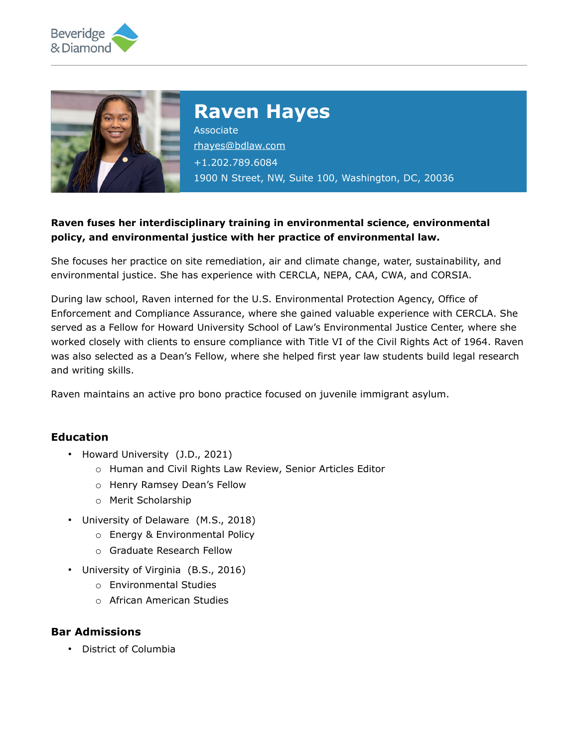Beveridge & Diamond

# Raven Hayes

Associate
rhayes@bdlaw.com
+1.202.789.6084
1900 N Street, NW, Suite 100, Washington, DC, 20036

**Raven fuses her interdisciplinary training in environmental science, environmental policy, and environmental justice with her practice of environmental law.**

She focuses her practice on site remediation, air and climate change, water, sustainability, and environmental justice. She has experience with CERCLA, NEPA, CAA, CWA, and CORSIA.

During law school, Raven interned for the U.S. Environmental Protection Agency, Office of Enforcement and Compliance Assurance, where she gained valuable experience with CERCLA. She served as a Fellow for Howard University School of Law's Environmental Justice Center, where she worked closely with clients to ensure compliance with Title VI of the Civil Rights Act of 1964. Raven was also selected as a Dean's Fellow, where she helped first year law students build legal research and writing skills.

Raven maintains an active pro bono practice focused on juvenile immigrant asylum.

## Education

- Howard University (J.D., 2021)
  - Human and Civil Rights Law Review, Senior Articles Editor
  - Henry Ramsey Dean's Fellow
  - Merit Scholarship
- University of Delaware (M.S., 2018)
  - Energy & Environmental Policy
  - Graduate Research Fellow
- University of Virginia (B.S., 2016)
  - Environmental Studies
  - African American Studies

## Bar Admissions

- District of Columbia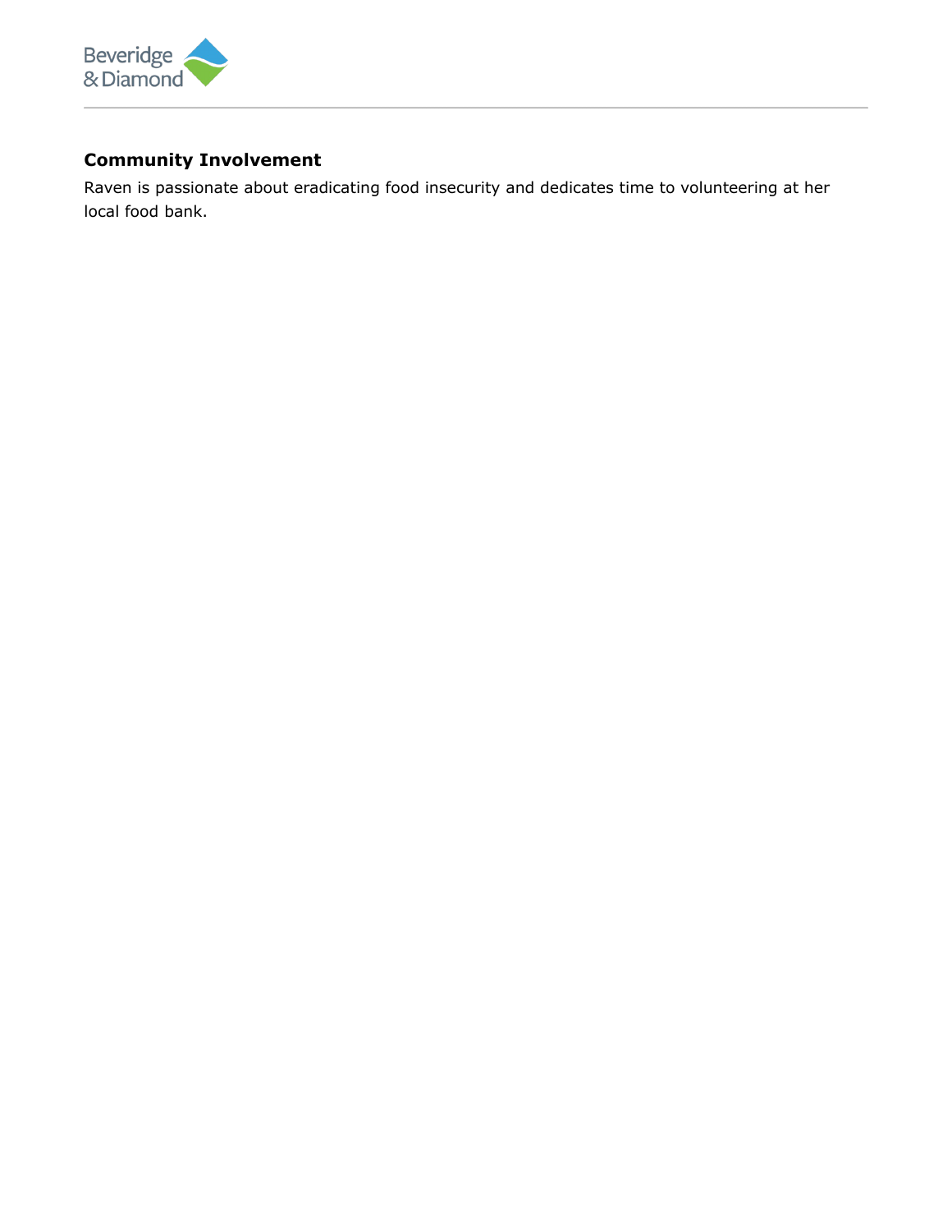### Community Involvement

Raven is passionate about eradicating food insecurity and dedicates time to volunteering at her local food bank.